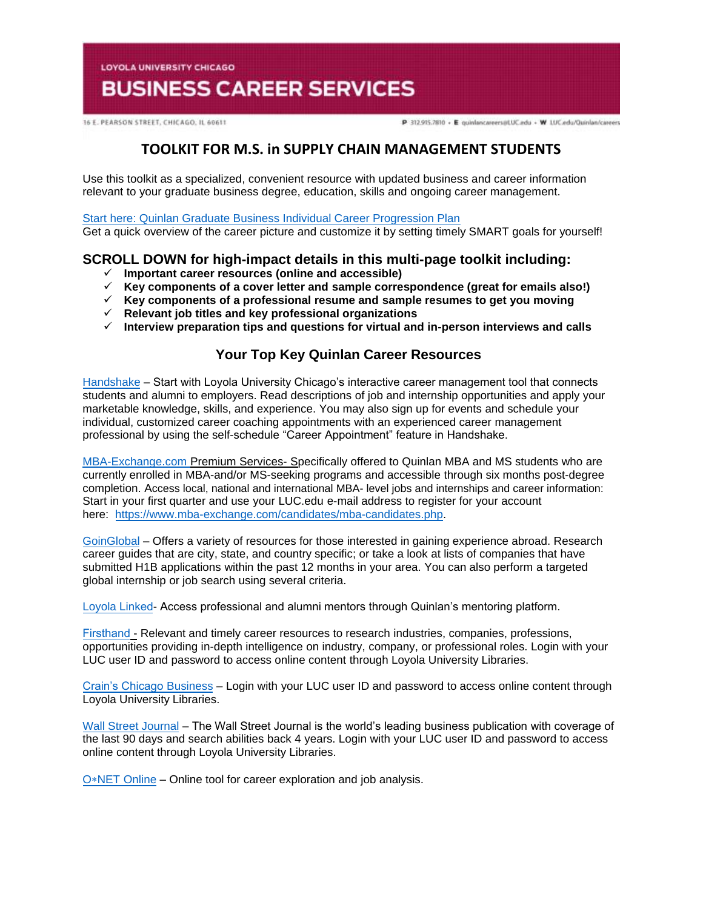LOYOLA UNIVERSITY CHICAGO

# BUSINESS CAREER SERVICES

16 E. PEARSON STREET, CHICAGO, IL 60611

P 312.915.7810 • E quinlancareers@LUC.edu • W LUC.edu/Quinlan/careers

## TOOLKIT FOR M.S. in SUPPLY CHAIN MANAGEMENT STUDENTS

Use this toolkit as a specialized, convenient resource with updated business and career information relevant to your graduate business degree, education, skills and ongoing career management.

Start here: Quinlan Graduate Business Individual Career Progression Plan
Get a quick overview of the career picture and customize it by setting timely SMART goals for yourself!

### SCROLL DOWN for high-impact details in this multi-page toolkit including:

- ✓ **Important career resources (online and accessible)**
- ✓ **Key components of a cover letter and sample correspondence (great for emails also!)**
- ✓ **Key components of a professional resume and sample resumes to get you moving**
- ✓ **Relevant job titles and key professional organizations**
- ✓ **Interview preparation tips and questions for virtual and in-person interviews and calls**

### Your Top Key Quinlan Career Resources

Handshake – Start with Loyola University Chicago's interactive career management tool that connects students and alumni to employers. Read descriptions of job and internship opportunities and apply your marketable knowledge, skills, and experience. You may also sign up for events and schedule your individual, customized career coaching appointments with an experienced career management professional by using the self-schedule "Career Appointment" feature in Handshake.

MBA-Exchange.com Premium Services- Specifically offered to Quinlan MBA and MS students who are currently enrolled in MBA-and/or MS-seeking programs and accessible through six months post-degree completion. Access local, national and international MBA- level jobs and internships and career information: Start in your first quarter and use your LUC.edu e-mail address to register for your account here: https://www.mba-exchange.com/candidates/mba-candidates.php.

GoinGlobal – Offers a variety of resources for those interested in gaining experience abroad. Research career guides that are city, state, and country specific; or take a look at lists of companies that have submitted H1B applications within the past 12 months in your area. You can also perform a targeted global internship or job search using several criteria.

Loyola Linked- Access professional and alumni mentors through Quinlan's mentoring platform.

Firsthand - Relevant and timely career resources to research industries, companies, professions, opportunities providing in-depth intelligence on industry, company, or professional roles. Login with your LUC user ID and password to access online content through Loyola University Libraries.

Crain's Chicago Business – Login with your LUC user ID and password to access online content through Loyola University Libraries.

Wall Street Journal – The Wall Street Journal is the world's leading business publication with coverage of the last 90 days and search abilities back 4 years. Login with your LUC user ID and password to access online content through Loyola University Libraries.

O*NET Online – Online tool for career exploration and job analysis.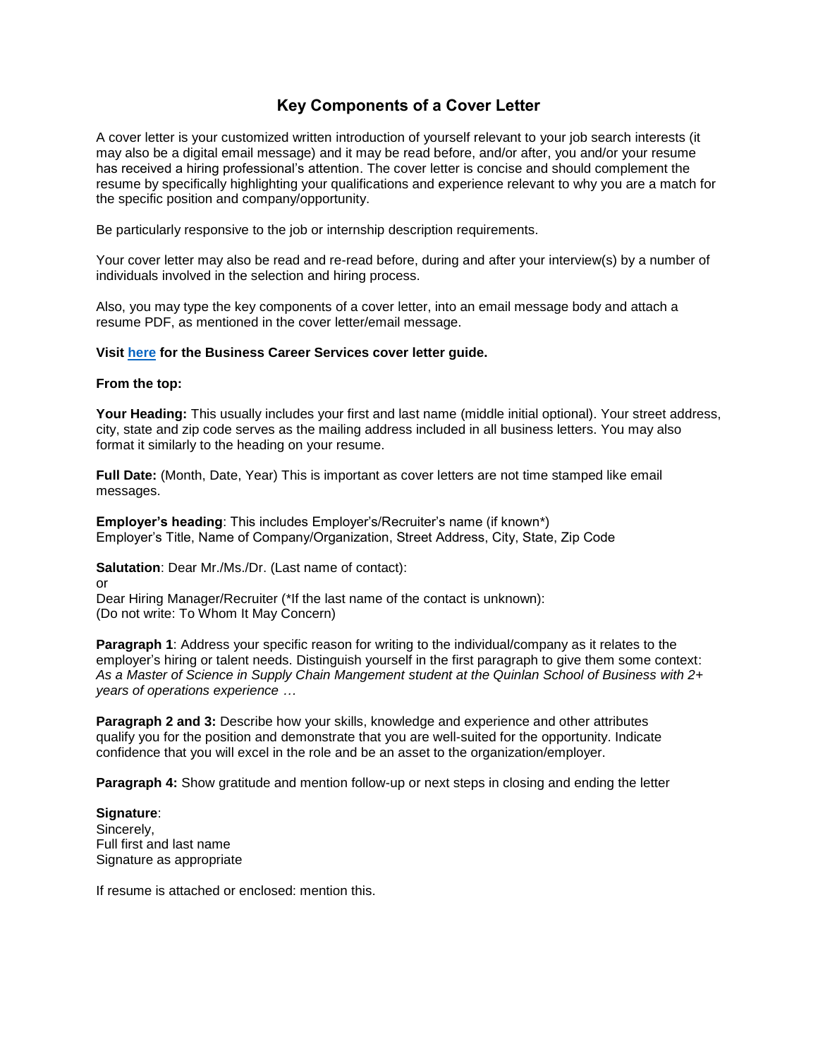# Key Components of a Cover Letter

A cover letter is your customized written introduction of yourself relevant to your job search interests (it may also be a digital email message) and it may be read before, and/or after, you and/or your resume has received a hiring professional's attention. The cover letter is concise and should complement the resume by specifically highlighting your qualifications and experience relevant to why you are a match for the specific position and company/opportunity.

Be particularly responsive to the job or internship description requirements.

Your cover letter may also be read and re-read before, during and after your interview(s) by a number of individuals involved in the selection and hiring process.

Also, you may type the key components of a cover letter, into an email message body and attach a resume PDF, as mentioned in the cover letter/email message.

**Visit here for the Business Career Services cover letter guide.**

**From the top:**

**Your Heading:** This usually includes your first and last name (middle initial optional). Your street address, city, state and zip code serves as the mailing address included in all business letters. You may also format it similarly to the heading on your resume.

**Full Date:** (Month, Date, Year) This is important as cover letters are not time stamped like email messages.

**Employer's heading**: This includes Employer's/Recruiter's name (if known*)
Employer's Title, Name of Company/Organization, Street Address, City, State, Zip Code

**Salutation**: Dear Mr./Ms./Dr. (Last name of contact):
or
Dear Hiring Manager/Recruiter (*If the last name of the contact is unknown):
(Do not write: To Whom It May Concern)

**Paragraph 1**: Address your specific reason for writing to the individual/company as it relates to the employer's hiring or talent needs. Distinguish yourself in the first paragraph to give them some context: *As a Master of Science in Supply Chain Mangement student at the Quinlan School of Business with 2+ years of operations experience …*

**Paragraph 2 and 3:** Describe how your skills, knowledge and experience and other attributes qualify you for the position and demonstrate that you are well-suited for the opportunity. Indicate confidence that you will excel in the role and be an asset to the organization/employer.

**Paragraph 4:** Show gratitude and mention follow-up or next steps in closing and ending the letter

**Signature**:
Sincerely,
Full first and last name
Signature as appropriate

If resume is attached or enclosed: mention this.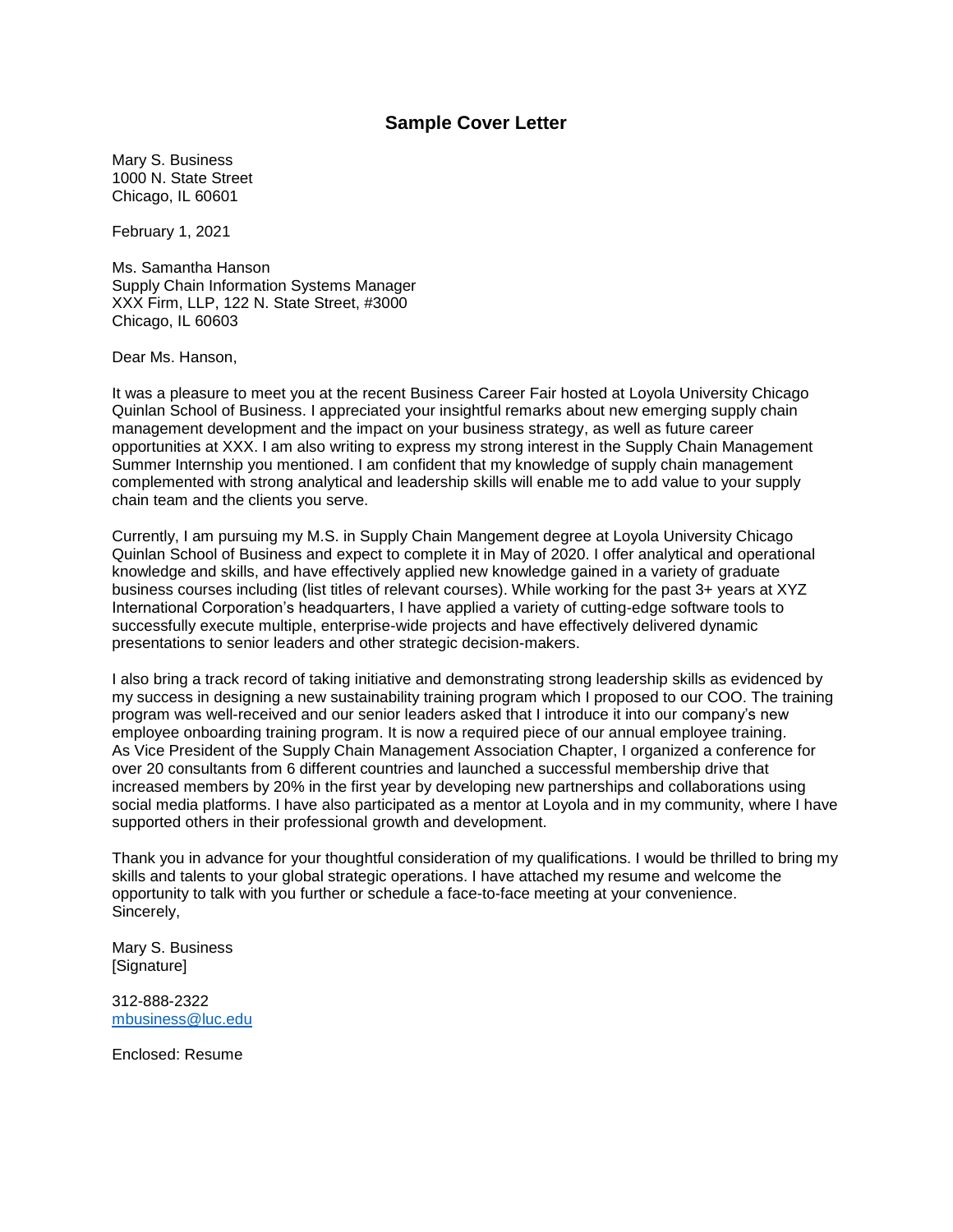# Sample Cover Letter

Mary S. Business
1000 N. State Street
Chicago, IL 60601

February 1, 2021

Ms. Samantha Hanson
Supply Chain Information Systems Manager
XXX Firm, LLP, 122 N. State Street, #3000
Chicago, IL 60603

Dear Ms. Hanson,

It was a pleasure to meet you at the recent Business Career Fair hosted at Loyola University Chicago Quinlan School of Business. I appreciated your insightful remarks about new emerging supply chain management development and the impact on your business strategy, as well as future career opportunities at XXX. I am also writing to express my strong interest in the Supply Chain Management Summer Internship you mentioned. I am confident that my knowledge of supply chain management complemented with strong analytical and leadership skills will enable me to add value to your supply chain team and the clients you serve.

Currently, I am pursuing my M.S. in Supply Chain Mangement degree at Loyola University Chicago Quinlan School of Business and expect to complete it in May of 2020. I offer analytical and operational knowledge and skills, and have effectively applied new knowledge gained in a variety of graduate business courses including (list titles of relevant courses). While working for the past 3+ years at XYZ International Corporation's headquarters, I have applied a variety of cutting-edge software tools to successfully execute multiple, enterprise-wide projects and have effectively delivered dynamic presentations to senior leaders and other strategic decision-makers.

I also bring a track record of taking initiative and demonstrating strong leadership skills as evidenced by my success in designing a new sustainability training program which I proposed to our COO. The training program was well-received and our senior leaders asked that I introduce it into our company's new employee onboarding training program. It is now a required piece of our annual employee training. As Vice President of the Supply Chain Management Association Chapter, I organized a conference for over 20 consultants from 6 different countries and launched a successful membership drive that increased members by 20% in the first year by developing new partnerships and collaborations using social media platforms. I have also participated as a mentor at Loyola and in my community, where I have supported others in their professional growth and development.

Thank you in advance for your thoughtful consideration of my qualifications. I would be thrilled to bring my skills and talents to your global strategic operations. I have attached my resume and welcome the opportunity to talk with you further or schedule a face-to-face meeting at your convenience.
Sincerely,

Mary S. Business
[Signature]

312-888-2322
mbusiness@luc.edu

Enclosed: Resume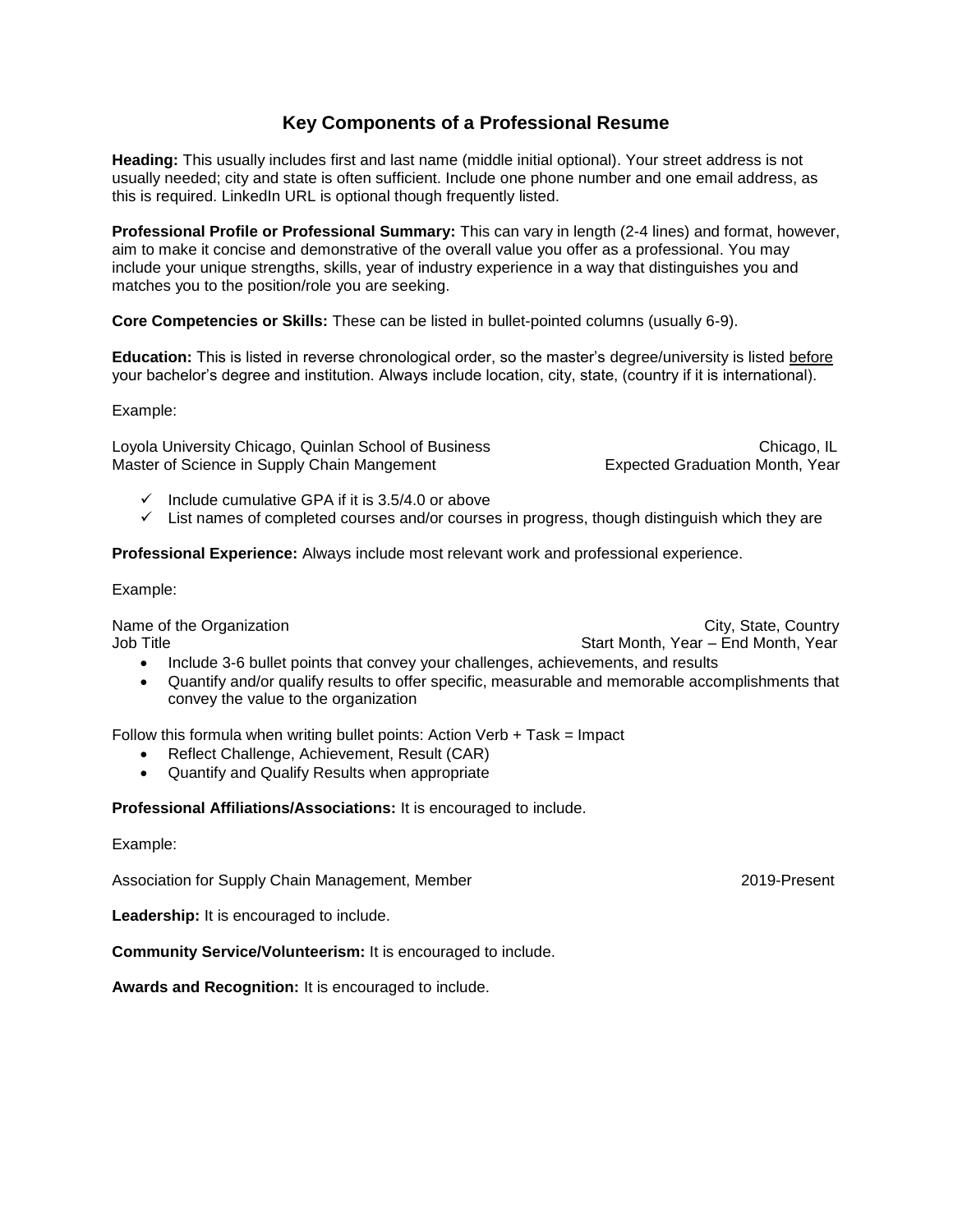# Key Components of a Professional Resume

**Heading:** This usually includes first and last name (middle initial optional). Your street address is not usually needed; city and state is often sufficient. Include one phone number and one email address, as this is required. LinkedIn URL is optional though frequently listed.

**Professional Profile or Professional Summary:** This can vary in length (2-4 lines) and format, however, aim to make it concise and demonstrative of the overall value you offer as a professional. You may include your unique strengths, skills, year of industry experience in a way that distinguishes you and matches you to the position/role you are seeking.

**Core Competencies or Skills:** These can be listed in bullet-pointed columns (usually 6-9).

**Education:** This is listed in reverse chronological order, so the master's degree/university is listed <u>before</u> your bachelor's degree and institution. Always include location, city, state, (country if it is international).

Example:

Loyola University Chicago, Quinlan School of Business — Chicago, IL
Master of Science in Supply Chain Mangement — Expected Graduation Month, Year

- ✓ Include cumulative GPA if it is 3.5/4.0 or above
- ✓ List names of completed courses and/or courses in progress, though distinguish which they are

**Professional Experience:** Always include most relevant work and professional experience.

Example:

Name of the Organization — City, State, Country
Job Title — Start Month, Year – End Month, Year

- Include 3-6 bullet points that convey your challenges, achievements, and results
- Quantify and/or qualify results to offer specific, measurable and memorable accomplishments that convey the value to the organization

Follow this formula when writing bullet points: Action Verb + Task = Impact

- Reflect Challenge, Achievement, Result (CAR)
- Quantify and Qualify Results when appropriate

**Professional Affiliations/Associations:** It is encouraged to include.

Example:

Association for Supply Chain Management, Member — 2019-Present

**Leadership:** It is encouraged to include.

**Community Service/Volunteerism:** It is encouraged to include.

**Awards and Recognition:** It is encouraged to include.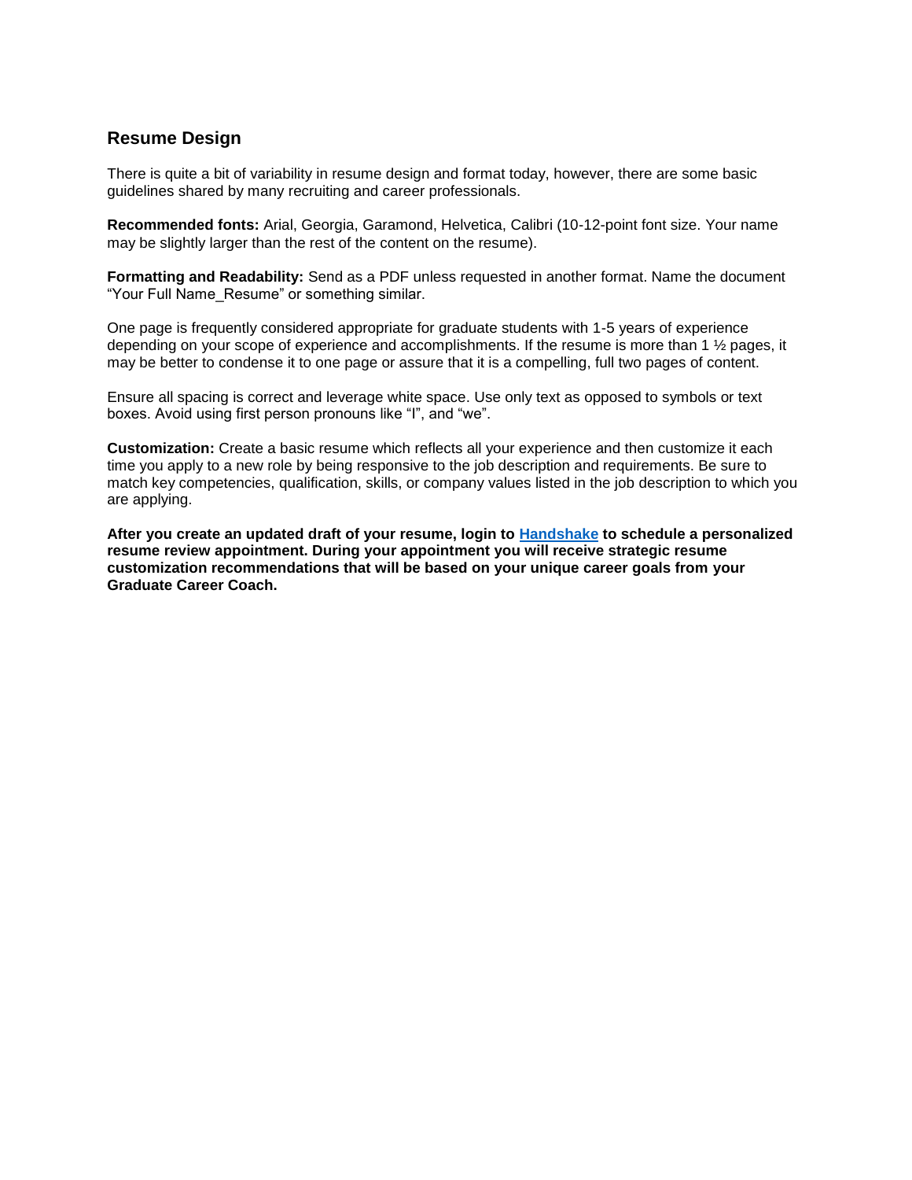## Resume Design

There is quite a bit of variability in resume design and format today, however, there are some basic guidelines shared by many recruiting and career professionals.

**Recommended fonts:** Arial, Georgia, Garamond, Helvetica, Calibri (10-12-point font size. Your name may be slightly larger than the rest of the content on the resume).

**Formatting and Readability:** Send as a PDF unless requested in another format. Name the document "Your Full Name_Resume" or something similar.

One page is frequently considered appropriate for graduate students with 1-5 years of experience depending on your scope of experience and accomplishments. If the resume is more than 1 ½ pages, it may be better to condense it to one page or assure that it is a compelling, full two pages of content.

Ensure all spacing is correct and leverage white space. Use only text as opposed to symbols or text boxes. Avoid using first person pronouns like "I", and "we".

**Customization:** Create a basic resume which reflects all your experience and then customize it each time you apply to a new role by being responsive to the job description and requirements. Be sure to match key competencies, qualification, skills, or company values listed in the job description to which you are applying.

**After you create an updated draft of your resume, login to [Handshake] to schedule a personalized resume review appointment. During your appointment you will receive strategic resume customization recommendations that will be based on your unique career goals from your Graduate Career Coach.**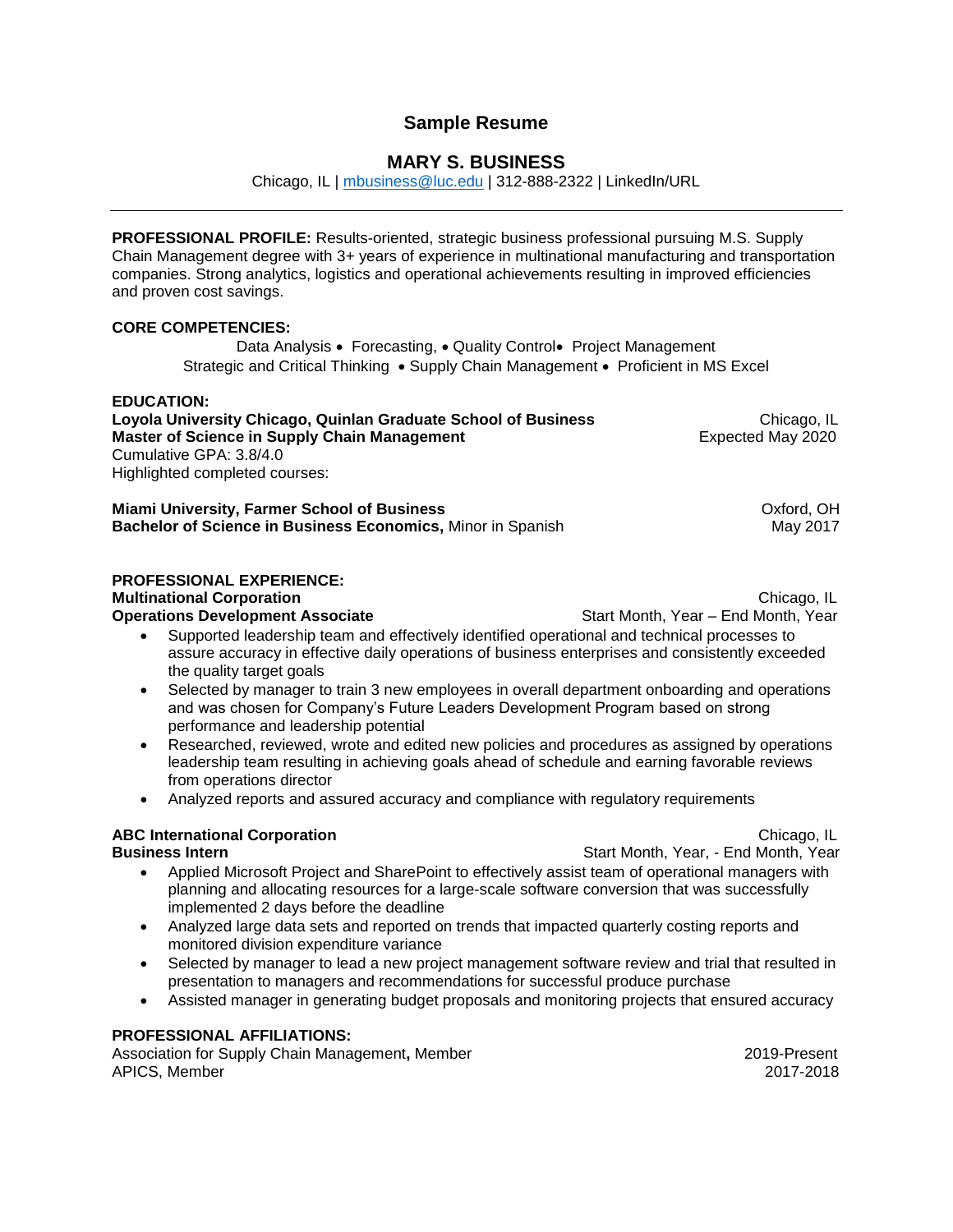# Sample Resume

## MARY S. BUSINESS

Chicago, IL | mbusiness@luc.edu | 312-888-2322 | LinkedIn/URL

---

**PROFESSIONAL PROFILE:** Results-oriented, strategic business professional pursuing M.S. Supply Chain Management degree with 3+ years of experience in multinational manufacturing and transportation companies. Strong analytics, logistics and operational achievements resulting in improved efficiencies and proven cost savings.

**CORE COMPETENCIES:**

Data Analysis • Forecasting, • Quality Control• Project Management
Strategic and Critical Thinking • Supply Chain Management • Proficient in MS Excel

**EDUCATION:**

**Loyola University Chicago, Quinlan Graduate School of Business** — Chicago, IL
**Master of Science in Supply Chain Management** — Expected May 2020
Cumulative GPA: 3.8/4.0
Highlighted completed courses:

**Miami University, Farmer School of Business** — Oxford, OH
**Bachelor of Science in Business Economics,** Minor in Spanish — May 2017

**PROFESSIONAL EXPERIENCE:**

**Multinational Corporation** — Chicago, IL
**Operations Development Associate** — Start Month, Year – End Month, Year

- Supported leadership team and effectively identified operational and technical processes to assure accuracy in effective daily operations of business enterprises and consistently exceeded the quality target goals
- Selected by manager to train 3 new employees in overall department onboarding and operations and was chosen for Company's Future Leaders Development Program based on strong performance and leadership potential
- Researched, reviewed, wrote and edited new policies and procedures as assigned by operations leadership team resulting in achieving goals ahead of schedule and earning favorable reviews from operations director
- Analyzed reports and assured accuracy and compliance with regulatory requirements

**ABC International Corporation** — Chicago, IL
**Business Intern** — Start Month, Year, - End Month, Year

- Applied Microsoft Project and SharePoint to effectively assist team of operational managers with planning and allocating resources for a large-scale software conversion that was successfully implemented 2 days before the deadline
- Analyzed large data sets and reported on trends that impacted quarterly costing reports and monitored division expenditure variance
- Selected by manager to lead a new project management software review and trial that resulted in presentation to managers and recommendations for successful produce purchase
- Assisted manager in generating budget proposals and monitoring projects that ensured accuracy

**PROFESSIONAL AFFILIATIONS:**

Association for Supply Chain Management**,** Member — 2019-Present
APICS, Member — 2017-2018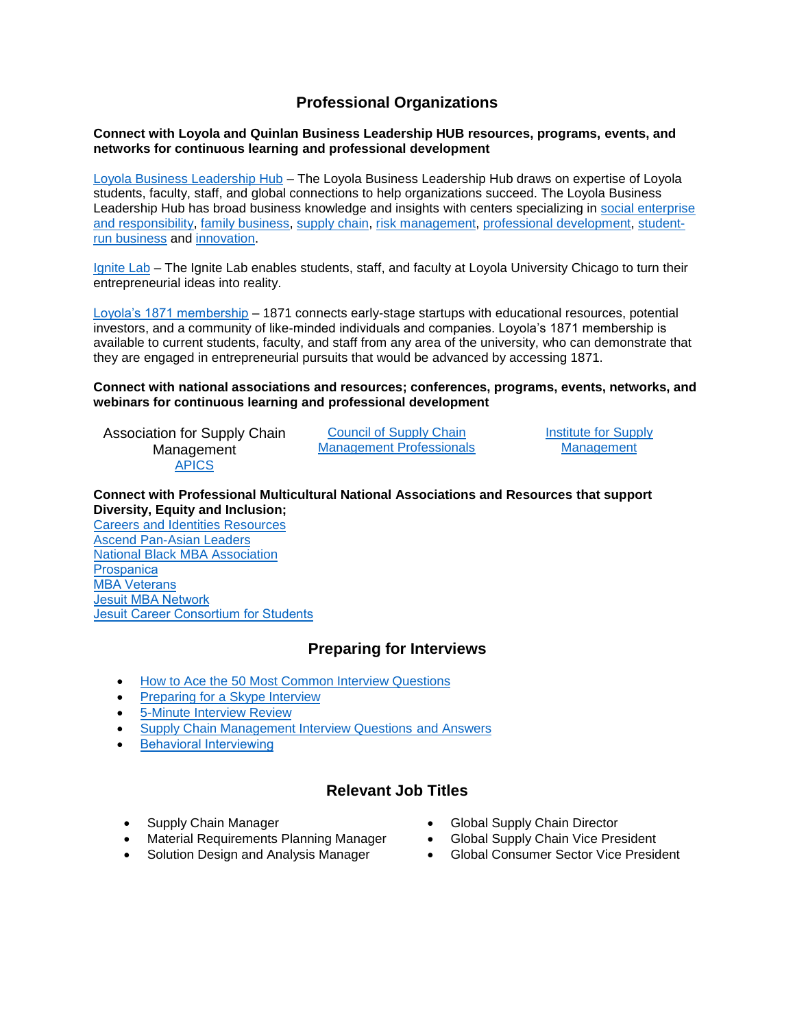## Professional Organizations

**Connect with Loyola and Quinlan Business Leadership HUB resources, programs, events, and networks for continuous learning and professional development**

Loyola Business Leadership Hub – The Loyola Business Leadership Hub draws on expertise of Loyola students, faculty, staff, and global connections to help organizations succeed. The Loyola Business Leadership Hub has broad business knowledge and insights with centers specializing in social enterprise and responsibility, family business, supply chain, risk management, professional development, student-run business and innovation.

Ignite Lab – The Ignite Lab enables students, staff, and faculty at Loyola University Chicago to turn their entrepreneurial ideas into reality.

Loyola's 1871 membership – 1871 connects early-stage startups with educational resources, potential investors, and a community of like-minded individuals and companies. Loyola's 1871 membership is available to current students, faculty, and staff from any area of the university, who can demonstrate that they are engaged in entrepreneurial pursuits that would be advanced by accessing 1871.

**Connect with national associations and resources; conferences, programs, events, networks, and webinars for continuous learning and professional development**

- Association for Supply Chain Management APICS
- Council of Supply Chain Management Professionals
- Institute for Supply Management

**Connect with Professional Multicultural National Associations and Resources that support Diversity, Equity and Inclusion;**

Careers and Identities Resources
Ascend Pan-Asian Leaders
National Black MBA Association
Prospanica
MBA Veterans
Jesuit MBA Network
Jesuit Career Consortium for Students

## Preparing for Interviews

- How to Ace the 50 Most Common Interview Questions
- Preparing for a Skype Interview
- 5-Minute Interview Review
- Supply Chain Management Interview Questions and Answers
- Behavioral Interviewing

## Relevant Job Titles

- Supply Chain Manager
- Material Requirements Planning Manager
- Solution Design and Analysis Manager
- Global Supply Chain Director
- Global Supply Chain Vice President
- Global Consumer Sector Vice President